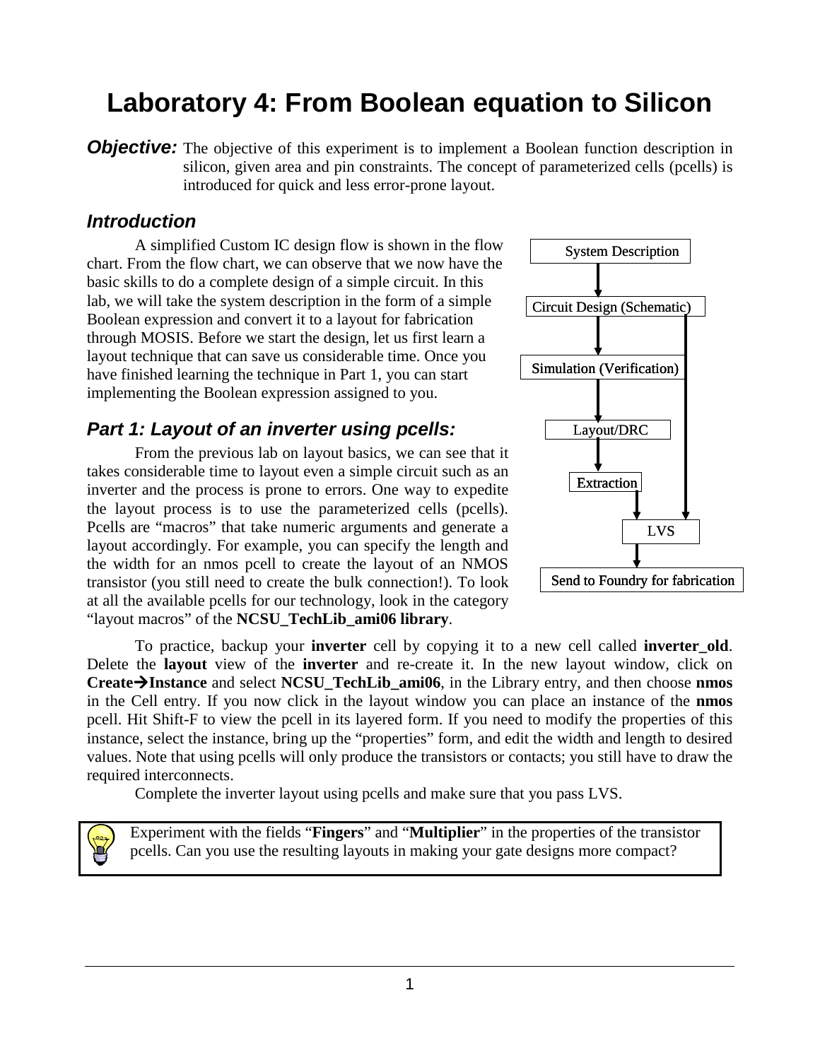# Laboratory 4: From Boolean equation to Silicon

***Objective:*** The objective of this experiment is to implement a Boolean function description in silicon, given area and pin constraints. The concept of parameterized cells (pcells) is introduced for quick and less error-prone layout.

## *Introduction*

A simplified Custom IC design flow is shown in the flow chart. From the flow chart, we can observe that we now have the basic skills to do a complete design of a simple circuit. In this lab, we will take the system description in the form of a simple Boolean expression and convert it to a layout for fabrication through MOSIS. Before we start the design, let us first learn a layout technique that can save us considerable time. Once you have finished learning the technique in Part 1, you can start implementing the Boolean expression assigned to you.

System Description

Circuit Design (Schematic)

Simulation (Verification)

Layout/DRC

Extraction

LVS

Send to Foundry for fabrication

## *Part 1: Layout of an inverter using pcells:*

From the previous lab on layout basics, we can see that it takes considerable time to layout even a simple circuit such as an inverter and the process is prone to errors. One way to expedite the layout process is to use the parameterized cells (pcells). Pcells are "macros" that take numeric arguments and generate a layout accordingly. For example, you can specify the length and the width for an nmos pcell to create the layout of an NMOS transistor (you still need to create the bulk connection!). To look at all the available pcells for our technology, look in the category "layout macros" of the **NCSU_TechLib_ami06 library**.

To practice, backup your **inverter** cell by copying it to a new cell called **inverter_old**. Delete the **layout** view of the **inverter** and re-create it. In the new layout window, click on **Create→Instance** and select **NCSU_TechLib_ami06**, in the Library entry, and then choose **nmos** in the Cell entry. If you now click in the layout window you can place an instance of the **nmos** pcell. Hit Shift-F to view the pcell in its layered form. If you need to modify the properties of this instance, select the instance, bring up the "properties" form, and edit the width and length to desired values. Note that using pcells will only produce the transistors or contacts; you still have to draw the required interconnects.

Complete the inverter layout using pcells and make sure that you pass LVS.

Experiment with the fields "**Fingers**" and "**Multiplier**" in the properties of the transistor pcells. Can you use the resulting layouts in making your gate designs more compact?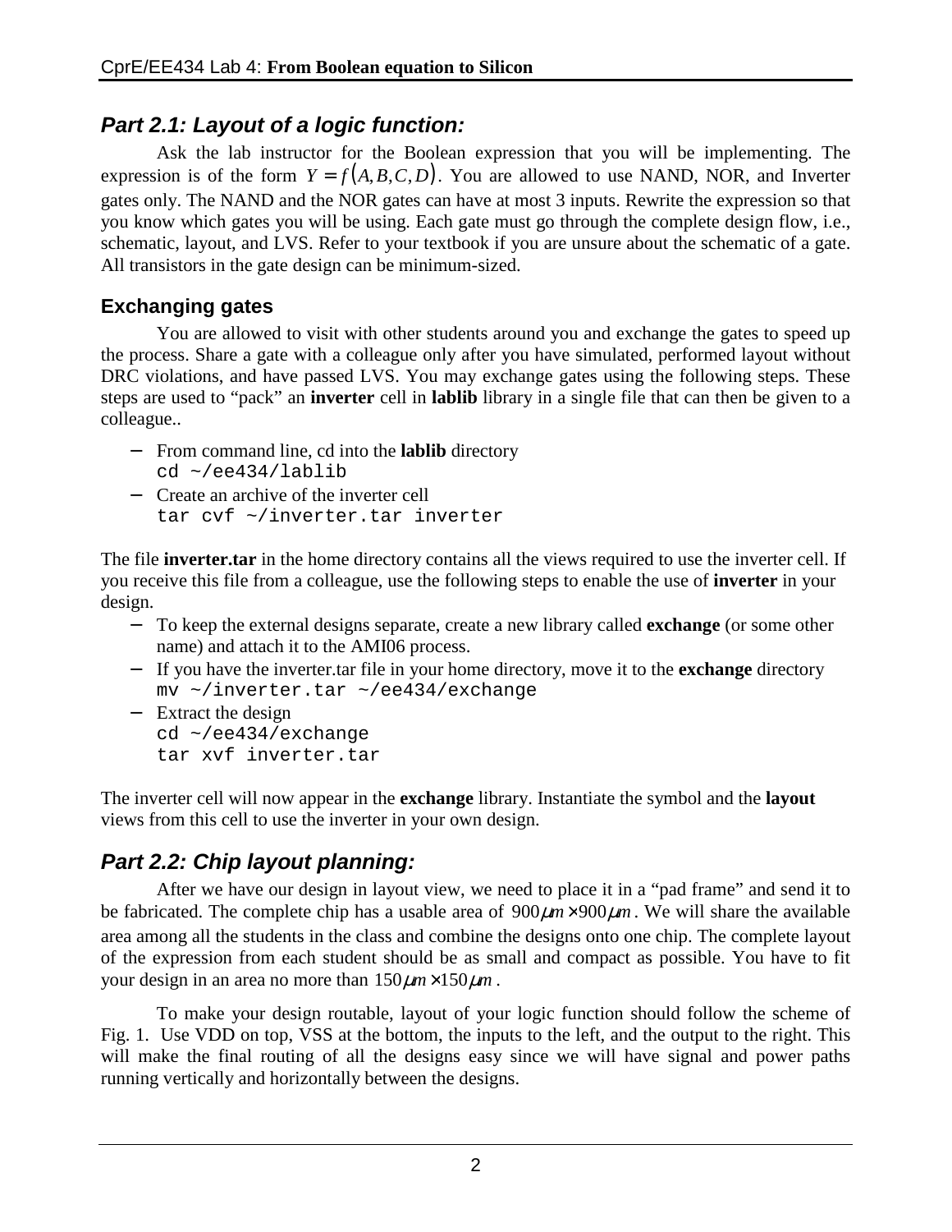## *Part 2.1: Layout of a logic function:*

Ask the lab instructor for the Boolean expression that you will be implementing. The expression is of the form $Y = f(A, B, C, D)$. You are allowed to use NAND, NOR, and Inverter gates only. The NAND and the NOR gates can have at most 3 inputs. Rewrite the expression so that you know which gates you will be using. Each gate must go through the complete design flow, i.e., schematic, layout, and LVS. Refer to your textbook if you are unsure about the schematic of a gate. All transistors in the gate design can be minimum-sized.

### Exchanging gates

You are allowed to visit with other students around you and exchange the gates to speed up the process. Share a gate with a colleague only after you have simulated, performed layout without DRC violations, and have passed LVS. You may exchange gates using the following steps. These steps are used to "pack" an **inverter** cell in **lablib** library in a single file that can then be given to a colleague..

- From command line, cd into the **lablib** directory
  ```
  cd ~/ee434/lablib
  ```
- Create an archive of the inverter cell
  ```
  tar cvf ~/inverter.tar inverter
  ```

The file **inverter.tar** in the home directory contains all the views required to use the inverter cell. If you receive this file from a colleague, use the following steps to enable the use of **inverter** in your design.

- To keep the external designs separate, create a new library called **exchange** (or some other name) and attach it to the AMI06 process.
- If you have the inverter.tar file in your home directory, move it to the **exchange** directory
  ```
  mv ~/inverter.tar ~/ee434/exchange
  ```
- Extract the design
  ```
  cd ~/ee434/exchange
  tar xvf inverter.tar
  ```

The inverter cell will now appear in the **exchange** library. Instantiate the symbol and the **layout** views from this cell to use the inverter in your own design.

## *Part 2.2: Chip layout planning:*

After we have our design in layout view, we need to place it in a "pad frame" and send it to be fabricated. The complete chip has a usable area of $900\mu m \times 900\mu m$. We will share the available area among all the students in the class and combine the designs onto one chip. The complete layout of the expression from each student should be as small and compact as possible. You have to fit your design in an area no more than $150\mu m \times 150\mu m$.

To make your design routable, layout of your logic function should follow the scheme of Fig. 1. Use VDD on top, VSS at the bottom, the inputs to the left, and the output to the right. This will make the final routing of all the designs easy since we will have signal and power paths running vertically and horizontally between the designs.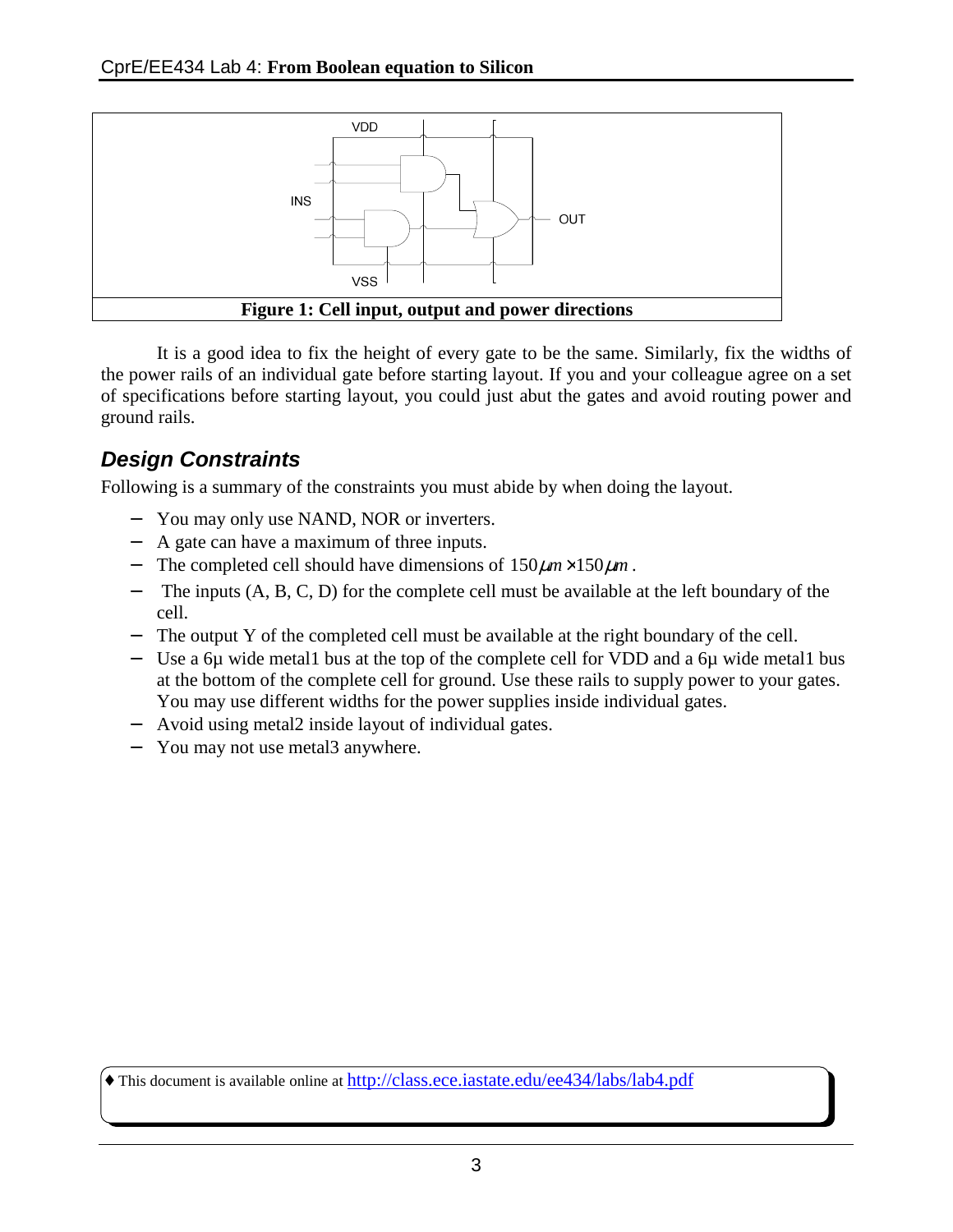VDD

INS

OUT

VSS

**Figure 1: Cell input, output and power directions**

It is a good idea to fix the height of every gate to be the same. Similarly, fix the widths of the power rails of an individual gate before starting layout. If you and your colleague agree on a set of specifications before starting layout, you could just abut the gates and avoid routing power and ground rails.

## *Design Constraints*

Following is a summary of the constraints you must abide by when doing the layout.

- You may only use NAND, NOR or inverters.
- A gate can have a maximum of three inputs.
- The completed cell should have dimensions of $150\mu m \times 150\mu m$.
- The inputs (A, B, C, D) for the complete cell must be available at the left boundary of the cell.
- The output Y of the completed cell must be available at the right boundary of the cell.
- Use a 6μ wide metal1 bus at the top of the complete cell for VDD and a 6μ wide metal1 bus at the bottom of the complete cell for ground. Use these rails to supply power to your gates. You may use different widths for the power supplies inside individual gates.
- Avoid using metal2 inside layout of individual gates.
- You may not use metal3 anywhere.

♦ This document is available online at http://class.ece.iastate.edu/ee434/labs/lab4.pdf